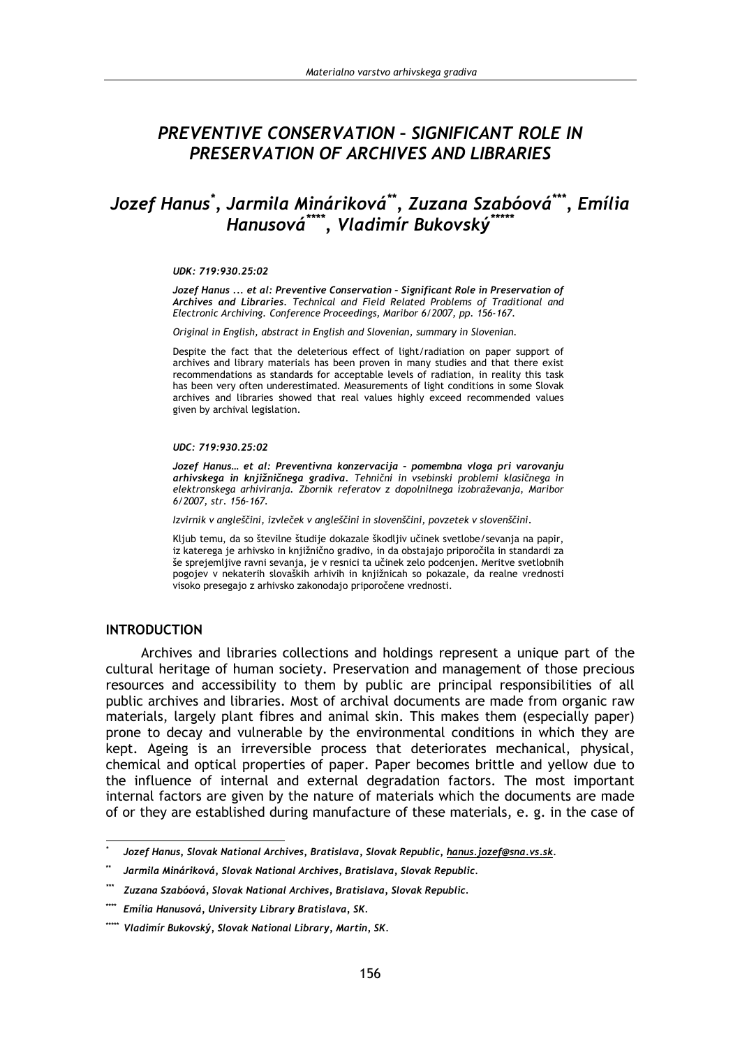# PREVENTIVE CONSERVATION – SIGNIFICANT ROLE IN PRESERVATION OF ARCHIVES AND LIBRARIES

## Jozef Hanus[*], Jarmila Mináriková[**], Zuzana Szabóová[***], Emília Hanusová[****], Vladimír Bukovský[*****]

***UDK: 719:930.25:02***

***Jozef Hanus ... et al: Preventive Conservation – Significant Role in Preservation of Archives and Libraries.*** *Technical and Field Related Problems of Traditional and Electronic Archiving. Conference Proceedings, Maribor 6/2007, pp. 156-167.*

*Original in English, abstract in English and Slovenian, summary in Slovenian.*

Despite the fact that the deleterious effect of light/radiation on paper support of archives and library materials has been proven in many studies and that there exist recommendations as standards for acceptable levels of radiation, in reality this task has been very often underestimated. Measurements of light conditions in some Slovak archives and libraries showed that real values highly exceed recommended values given by archival legislation.

***UDC: 719:930.25:02***

***Jozef Hanus… et al: Preventivna konzervacija – pomembna vloga pri varovanju arhivskega in knjižničnega gradiva.*** *Tehnični in vsebinski problemi klasičnega in elektronskega arhiviranja. Zbornik referatov z dopolnilnega izobraževanja, Maribor 6/2007, str. 156-167.*

*Izvirnik v angleščini, izvleček v angleščini in slovenščini, povzetek v slovenščini.*

Kljub temu, da so številne študije dokazale škodljiv učinek svetlobe/sevanja na papir, iz katerega je arhivsko in knjižnično gradivo, in da obstajajo priporočila in standardi za še sprejemljive ravni sevanja, je v resnici ta učinek zelo podcenjen. Meritve svetlobnih pogojev v nekaterih slovaških arhivih in knjižnicah so pokazale, da realne vrednosti visoko presegajo z arhivsko zakonodajo priporočene vrednosti.

### INTRODUCTION

Archives and libraries collections and holdings represent a unique part of the cultural heritage of human society. Preservation and management of those precious resources and accessibility to them by public are principal responsibilities of all public archives and libraries. Most of archival documents are made from organic raw materials, largely plant fibres and animal skin. This makes them (especially paper) prone to decay and vulnerable by the environmental conditions in which they are kept. Ageing is an irreversible process that deteriorates mechanical, physical, chemical and optical properties of paper. Paper becomes brittle and yellow due to the influence of internal and external degradation factors. The most important internal factors are given by the nature of materials which the documents are made of or they are established during manufacture of these materials, e. g. in the case of

---

[*] *Jozef Hanus, Slovak National Archives, Bratislava, Slovak Republic, hanus.jozef@sna.vs.sk.*

[**] *Jarmila Mináriková, Slovak National Archives, Bratislava, Slovak Republic.*

[***] *Zuzana Szabóová, Slovak National Archives, Bratislava, Slovak Republic.*

[****] *Emília Hanusová, University Library Bratislava, SK.*

[*****] *Vladimír Bukovský, Slovak National Library, Martin, SK.*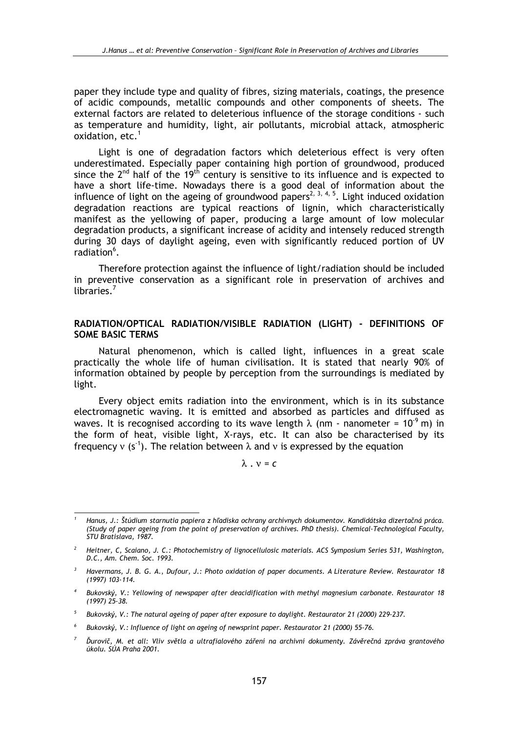paper they include type and quality of fibres, sizing materials, coatings, the presence of acidic compounds, metallic compounds and other components of sheets. The external factors are related to deleterious influence of the storage conditions - such as temperature and humidity, light, air pollutants, microbial attack, atmospheric oxidation, etc.[1]

Light is one of degradation factors which deleterious effect is very often underestimated. Especially paper containing high portion of groundwood, produced since the 2nd half of the 19th century is sensitive to its influence and is expected to have a short life-time. Nowadays there is a good deal of information about the influence of light on the ageing of groundwood papers[2, 3, 4, 5]. Light induced oxidation degradation reactions are typical reactions of lignin, which characteristically manifest as the yellowing of paper, producing a large amount of low molecular degradation products, a significant increase of acidity and intensely reduced strength during 30 days of daylight ageing, even with significantly reduced portion of UV radiation[6].

Therefore protection against the influence of light/radiation should be included in preventive conservation as a significant role in preservation of archives and libraries.[7]

## RADIATION/OPTICAL RADIATION/VISIBLE RADIATION (LIGHT) - DEFINITIONS OF SOME BASIC TERMS

Natural phenomenon, which is called light, influences in a great scale practically the whole life of human civilisation. It is stated that nearly 90% of information obtained by people by perception from the surroundings is mediated by light.

Every object emits radiation into the environment, which is in its substance electromagnetic waving. It is emitted and absorbed as particles and diffused as waves. It is recognised according to its wave length $\lambda$ (nm - nanometer = $10^{-9}$ m) in the form of heat, visible light, X-rays, etc. It can also be characterised by its frequency $\nu$ ($s^{-1}$). The relation between $\lambda$ and $\nu$ is expressed by the equation

$$\lambda \cdot \nu = c$$

---

[1] *Hanus, J.: Štúdium starnutia papiera z hľadiska ochrany archívnych dokumentov. Kandidátska dizertačná práca. (Study of paper ageing from the point of preservation of archives. PhD thesis). Chemical-Technological Faculty, STU Bratislava, 1987.*

[2] *Heitner, C, Scaiano, J. C.: Photochemistry of lignocellulosic materials. ACS Symposium Series 531, Washington, D.C., Am. Chem. Soc. 1993.*

[3] *Havermans, J. B. G. A., Dufour, J.: Photo oxidation of paper documents. A Literature Review. Restaurator 18 (1997) 103-114.*

[4] *Bukovský, V.: Yellowing of newspaper after deacidification with methyl magnesium carbonate. Restaurator 18 (1997) 25-38.*

[5] *Bukovský, V.: The natural ageing of paper after exposure to daylight. Restaurator 21 (2000) 229-237.*

[6] *Bukovský, V.: Influence of light on ageing of newsprint paper. Restaurator 21 (2000) 55-76.*

[7] *Ďurovič, M. et all: Vliv světla a ultrafialového záření na archivní dokumenty. Závěrečná zpráva grantového úkolu. SÚA Praha 2001.*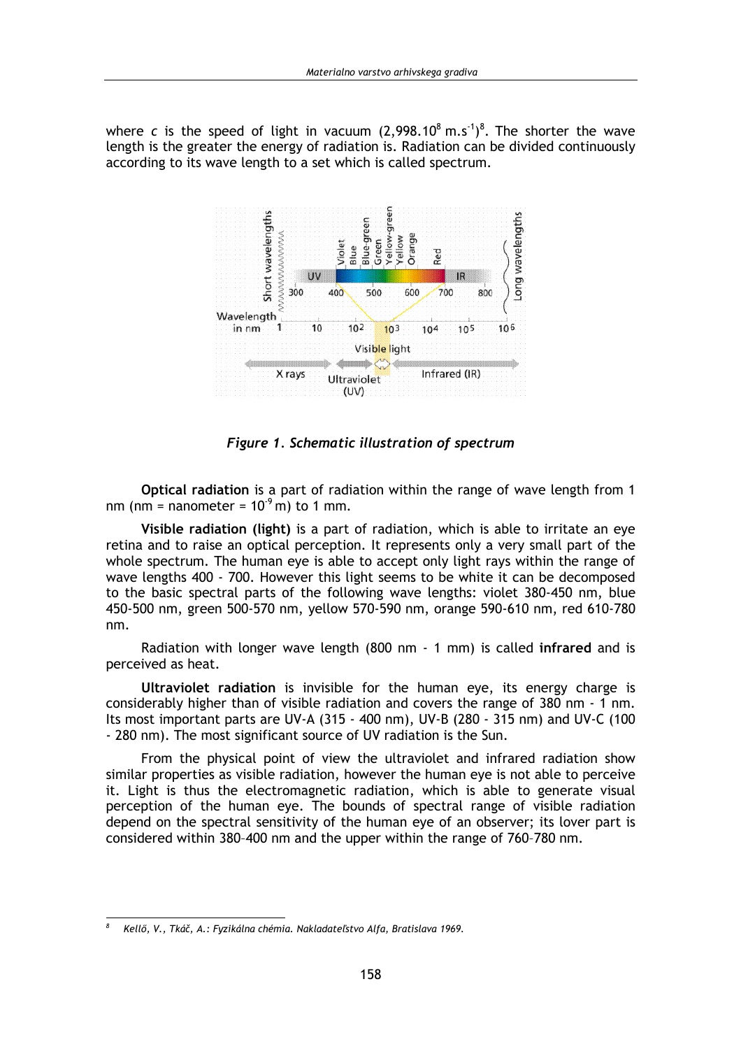where $c$ is the speed of light in vacuum ($2,998.10^8$ m.s$^{-1}$)[8]. The shorter the wave length is the greater the energy of radiation is. Radiation can be divided continuously according to its wave length to a set which is called spectrum.

*Figure 1. Schematic illustration of spectrum*

**Optical radiation** is a part of radiation within the range of wave length from 1 nm (nm = nanometer = $10^{-9}$ m) to 1 mm.

**Visible radiation (light)** is a part of radiation, which is able to irritate an eye retina and to raise an optical perception. It represents only a very small part of the whole spectrum. The human eye is able to accept only light rays within the range of wave lengths 400 - 700. However this light seems to be white it can be decomposed to the basic spectral parts of the following wave lengths: violet 380-450 nm, blue 450-500 nm, green 500-570 nm, yellow 570-590 nm, orange 590-610 nm, red 610-780 nm.

Radiation with longer wave length (800 nm - 1 mm) is called **infrared** and is perceived as heat.

**Ultraviolet radiation** is invisible for the human eye, its energy charge is considerably higher than of visible radiation and covers the range of 380 nm - 1 nm. Its most important parts are UV-A (315 - 400 nm), UV-B (280 - 315 nm) and UV-C (100 - 280 nm). The most significant source of UV radiation is the Sun.

From the physical point of view the ultraviolet and infrared radiation show similar properties as visible radiation, however the human eye is not able to perceive it. Light is thus the electromagnetic radiation, which is able to generate visual perception of the human eye. The bounds of spectral range of visible radiation depend on the spectral sensitivity of the human eye of an observer; its lover part is considered within 380–400 nm and the upper within the range of 760–780 nm.

---

[8] *Kellő, V., Tkáč, A.: Fyzikálna chémia. Nakladateľstvo Alfa, Bratislava 1969.*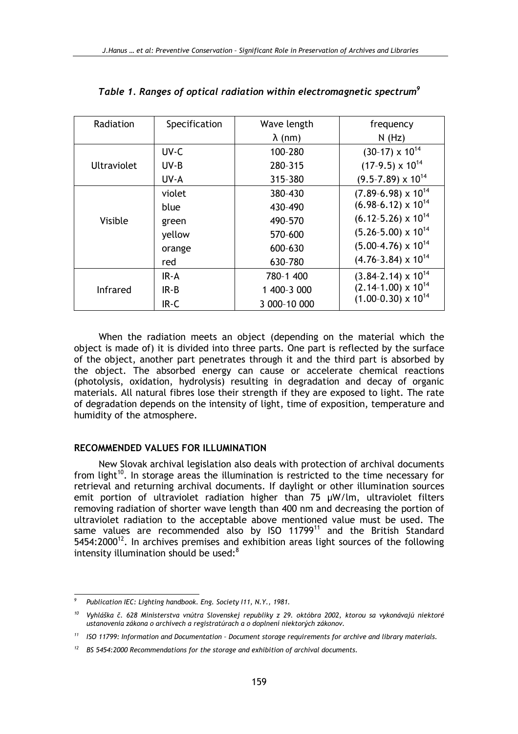*Table 1. Ranges of optical radiation within electromagnetic spectrum*[9]

| Radiation | Specification | Wave length λ (nm) | frequency N (Hz) |
|---|---|---|---|
| Ultraviolet | UV-C | 100–280 | $(30–17) \times 10^{14}$ |
| | UV-B | 280–315 | $(17–9.5) \times 10^{14}$ |
| | UV-A | 315–380 | $(9.5–7.89) \times 10^{14}$ |
| Visible | violet | 380–430 | $(7.89–6.98) \times 10^{14}$ |
| | blue | 430–490 | $(6.98–6.12) \times 10^{14}$ |
| | green | 490–570 | $(6.12–5.26) \times 10^{14}$ |
| | yellow | 570–600 | $(5.26–5.00) \times 10^{14}$ |
| | orange | 600–630 | $(5.00–4.76) \times 10^{14}$ |
| | red | 630–780 | $(4.76–3.84) \times 10^{14}$ |
| Infrared | IR-A | 780–1 400 | $(3.84–2.14) \times 10^{14}$ |
| | IR-B | 1 400–3 000 | $(2.14–1.00) \times 10^{14}$ |
| | IR-C | 3 000–10 000 | $(1.00–0.30) \times 10^{14}$ |

When the radiation meets an object (depending on the material which the object is made of) it is divided into three parts. One part is reflected by the surface of the object, another part penetrates through it and the third part is absorbed by the object. The absorbed energy can cause or accelerate chemical reactions (photolysis, oxidation, hydrolysis) resulting in degradation and decay of organic materials. All natural fibres lose their strength if they are exposed to light. The rate of degradation depends on the intensity of light, time of exposition, temperature and humidity of the atmosphere.

## RECOMMENDED VALUES FOR ILLUMINATION

New Slovak archival legislation also deals with protection of archival documents from light[10]. In storage areas the illumination is restricted to the time necessary for retrieval and returning archival documents. If daylight or other illumination sources emit portion of ultraviolet radiation higher than 75 μW/lm, ultraviolet filters removing radiation of shorter wave length than 400 nm and decreasing the portion of ultraviolet radiation to the acceptable above mentioned value must be used. The same values are recommended also by ISO 11799[11] and the British Standard 5454:2000[12]. In archives premises and exhibition areas light sources of the following intensity illumination should be used:[8]

---

[9] *Publication IEC: Lighting handbook. Eng. Society I11, N.Y., 1981.*

[10] *Vyhláška č. 628 Ministerstva vnútra Slovenskej republiky z 29. októbra 2002, ktorou sa vykonávajú niektoré ustanovenia zákona o archívech a registratúrach a o doplnení niektorých zákonov.*

[11] *ISO 11799: Information and Documentation – Document storage requirements for archive and library materials.*

[12] *BS 5454:2000 Recommendations for the storage and exhibition of archival documents.*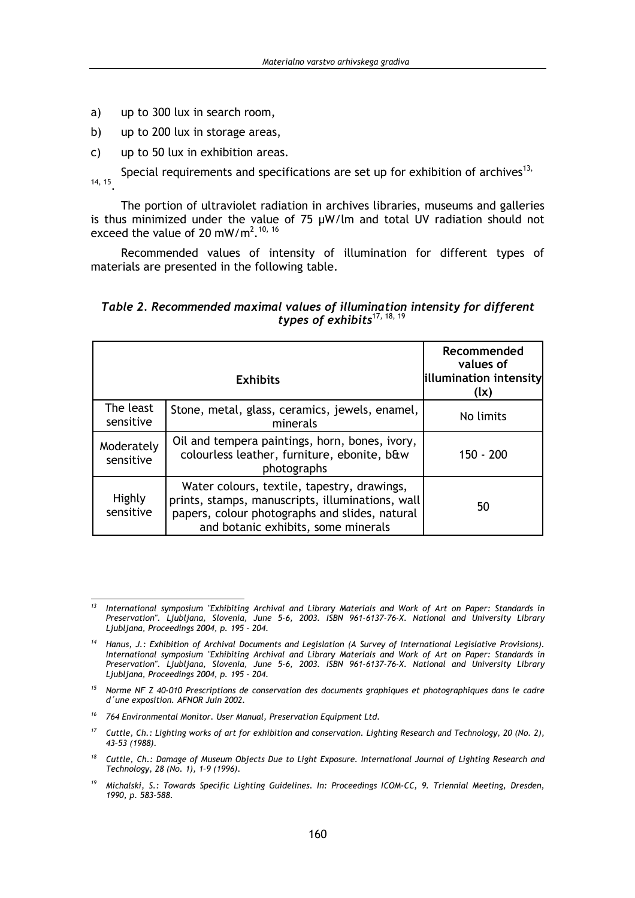a) up to 300 lux in search room,

b) up to 200 lux in storage areas,

c) up to 50 lux in exhibition areas.

Special requirements and specifications are set up for exhibition of archives[13, 14, 15].

The portion of ultraviolet radiation in archives libraries, museums and galleries is thus minimized under the value of 75 μW/lm and total UV radiation should not exceed the value of 20 mW/$m^2$.[10, 16]

Recommended values of intensity of illumination for different types of materials are presented in the following table.

***Table 2. Recommended maximal values of illumination intensity for different types of exhibits***[17, 18, 19]

| Exhibits | | Recommended values of illumination intensity (lx) |
|---|---|---|
| The least sensitive | Stone, metal, glass, ceramics, jewels, enamel, minerals | No limits |
| Moderately sensitive | Oil and tempera paintings, horn, bones, ivory, colourless leather, furniture, ebonite, b&w photographs | 150 - 200 |
| Highly sensitive | Water colours, textile, tapestry, drawings, prints, stamps, manuscripts, illuminations, wall papers, colour photographs and slides, natural and botanic exhibits, some minerals | 50 |

---

[13] *International symposium "Exhibiting Archival and Library Materials and Work of Art on Paper: Standards in Preservation". Ljubljana, Slovenia, June 5-6, 2003. ISBN 961-6137-76-X. National and University Library Ljubljana, Proceedings 2004, p. 195 – 204.*

[14] *Hanus, J.: Exhibition of Archival Documents and Legislation (A Survey of International Legislative Provisions). International symposium "Exhibiting Archival and Library Materials and Work of Art on Paper: Standards in Preservation". Ljubljana, Slovenia, June 5-6, 2003. ISBN 961-6137-76-X. National and University Library Ljubljana, Proceedings 2004, p. 195 – 204.*

[15] *Norme NF Z 40-010 Prescriptions de conservation des documents graphiques et photographiques dans le cadre d´une exposition. AFNOR Juin 2002.*

[16] *764 Environmental Monitor. User Manual, Preservation Equipment Ltd.*

[17] *Cuttle, Ch.: Lighting works of art for exhibition and conservation. Lighting Research and Technology, 20 (No. 2), 43-53 (1988).*

[18] *Cuttle, Ch.: Damage of Museum Objects Due to Light Exposure. International Journal of Lighting Research and Technology, 28 (No. 1), 1-9 (1996).*

[19] *Michalski, S.: Towards Specific Lighting Guidelines. In: Proceedings ICOM-CC, 9. Triennial Meeting, Dresden, 1990, p. 583-588.*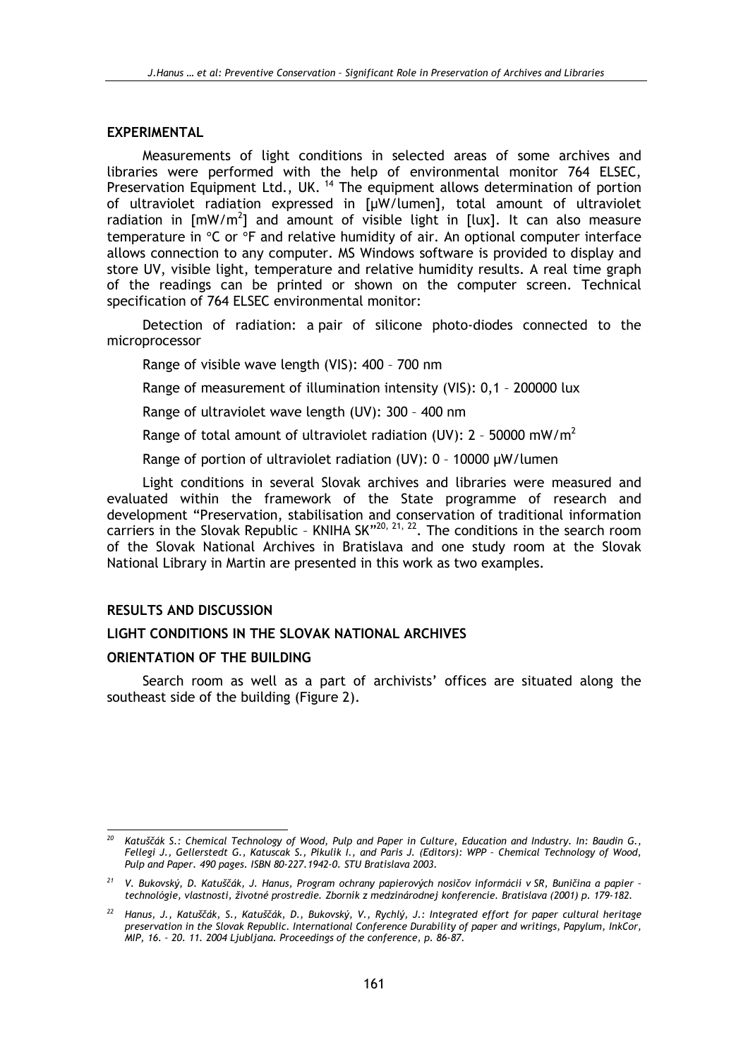## EXPERIMENTAL

Measurements of light conditions in selected areas of some archives and libraries were performed with the help of environmental monitor 764 ELSEC, Preservation Equipment Ltd., UK. [14] The equipment allows determination of portion of ultraviolet radiation expressed in [μW/lumen], total amount of ultraviolet radiation in [$mW/m^2$] and amount of visible light in [lux]. It can also measure temperature in °C or °F and relative humidity of air. An optional computer interface allows connection to any computer. MS Windows software is provided to display and store UV, visible light, temperature and relative humidity results. A real time graph of the readings can be printed or shown on the computer screen. Technical specification of 764 ELSEC environmental monitor:

Detection of radiation: a pair of silicone photo-diodes connected to the microprocessor

Range of visible wave length (VIS): 400 – 700 nm

Range of measurement of illumination intensity (VIS): 0,1 – 200000 lux

Range of ultraviolet wave length (UV): 300 – 400 nm

Range of total amount of ultraviolet radiation (UV): 2 – 50000 $mW/m^2$

Range of portion of ultraviolet radiation (UV): 0 – 10000 μW/lumen

Light conditions in several Slovak archives and libraries were measured and evaluated within the framework of the State programme of research and development "Preservation, stabilisation and conservation of traditional information carriers in the Slovak Republic – KNIHA SK"[20, 21, 22]. The conditions in the search room of the Slovak National Archives in Bratislava and one study room at the Slovak National Library in Martin are presented in this work as two examples.

## RESULTS AND DISCUSSION

### LIGHT CONDITIONS IN THE SLOVAK NATIONAL ARCHIVES

#### ORIENTATION OF THE BUILDING

Search room as well as a part of archivists' offices are situated along the southeast side of the building (Figure 2).

---

[20] *Katuščák S.: Chemical Technology of Wood, Pulp and Paper in Culture, Education and Industry. In: Baudin G., Fellegi J., Gellerstedt G., Katuscak S., Pikulik I., and Paris J. (Editors): WPP – Chemical Technology of Wood, Pulp and Paper. 490 pages. ISBN 80-227.1942-0. STU Bratislava 2003.*

[21] *V. Bukovský, D. Katuščák, J. Hanus, Program ochrany papierových nosičov informácií v SR, Buničina a papier – technológie, vlastnosti, životné prostredie. Zborník z medzinárodnej konferencie. Bratislava (2001) p. 179-182.*

[22] *Hanus, J., Katuščák, S., Katuščák, D., Bukovský, V., Rychlý, J.: Integrated effort for paper cultural heritage preservation in the Slovak Republic. International Conference Durability of paper and writings, Papylum, InkCor, MIP, 16. – 20. 11. 2004 Ljubljana. Proceedings of the conference, p. 86-87.*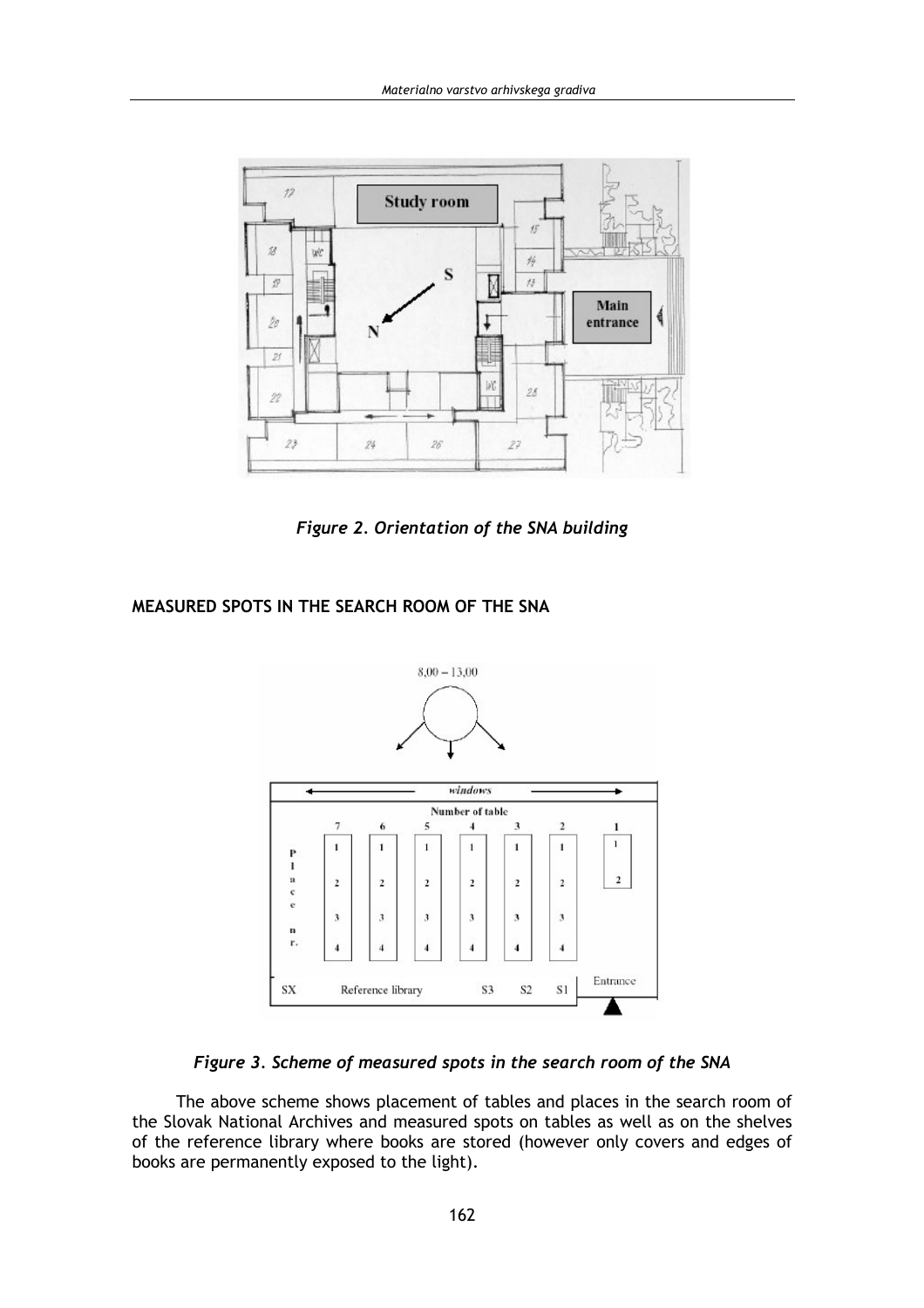*Figure 2. Orientation of the SNA building*

**MEASURED SPOTS IN THE SEARCH ROOM OF THE SNA**

*Figure 3. Scheme of measured spots in the search room of the SNA*

The above scheme shows placement of tables and places in the search room of the Slovak National Archives and measured spots on tables as well as on the shelves of the reference library where books are stored (however only covers and edges of books are permanently exposed to the light).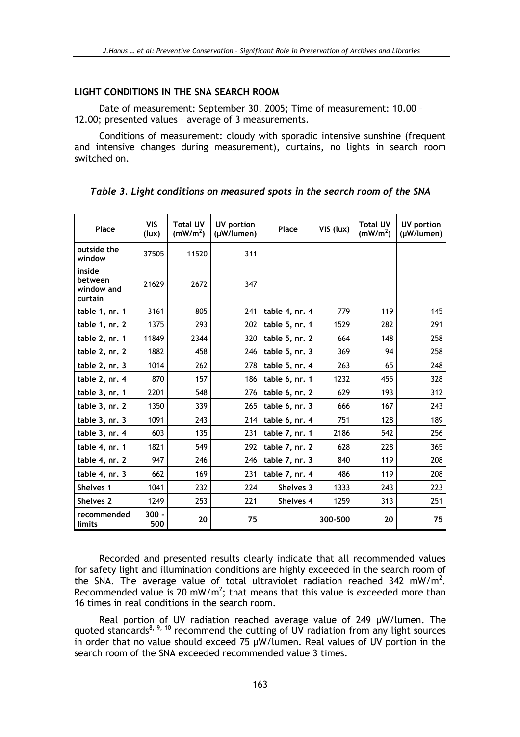## LIGHT CONDITIONS IN THE SNA SEARCH ROOM

Date of measurement: September 30, 2005; Time of measurement: 10.00 – 12.00; presented values – average of 3 measurements.

Conditions of measurement: cloudy with sporadic intensive sunshine (frequent and intensive changes during measurement), curtains, no lights in search room switched on.

*Table 3. Light conditions on measured spots in the search room of the SNA*

| Place | VIS (lux) | Total UV ($mW/m^2$) | UV portion (μW/lumen) | Place | VIS (lux) | Total UV ($mW/m^2$) | UV portion (μW/lumen) |
|---|---|---|---|---|---|---|---|
| **outside the window** | 37505 | 11520 | 311 | | | | |
| **inside between window and curtain** | 21629 | 2672 | 347 | | | | |
| **table 1, nr. 1** | 3161 | 805 | 241 | **table 4, nr. 4** | 779 | 119 | 145 |
| **table 1, nr. 2** | 1375 | 293 | 202 | **table 5, nr. 1** | 1529 | 282 | 291 |
| **table 2, nr. 1** | 11849 | 2344 | 320 | **table 5, nr. 2** | 664 | 148 | 258 |
| **table 2, nr. 2** | 1882 | 458 | 246 | **table 5, nr. 3** | 369 | 94 | 258 |
| **table 2, nr. 3** | 1014 | 262 | 278 | **table 5, nr. 4** | 263 | 65 | 248 |
| **table 2, nr. 4** | 870 | 157 | 186 | **table 6, nr. 1** | 1232 | 455 | 328 |
| **table 3, nr. 1** | 2201 | 548 | 276 | **table 6, nr. 2** | 629 | 193 | 312 |
| **table 3, nr. 2** | 1350 | 339 | 265 | **table 6, nr. 3** | 666 | 167 | 243 |
| **table 3, nr. 3** | 1091 | 243 | 214 | **table 6, nr. 4** | 751 | 128 | 189 |
| **table 3, nr. 4** | 603 | 135 | 231 | **table 7, nr. 1** | 2186 | 542 | 256 |
| **table 4, nr. 1** | 1821 | 549 | 292 | **table 7, nr. 2** | 628 | 228 | 365 |
| **table 4, nr. 2** | 947 | 246 | 246 | **table 7, nr. 3** | 840 | 119 | 208 |
| **table 4, nr. 3** | 662 | 169 | 231 | **table 7, nr. 4** | 486 | 119 | 208 |
| **Shelves 1** | 1041 | 232 | 224 | **Shelves 3** | 1333 | 243 | 223 |
| **Shelves 2** | 1249 | 253 | 221 | **Shelves 4** | 1259 | 313 | 251 |
| **recommended limits** | 300 - 500 | 20 | 75 | | 300-500 | 20 | 75 |

Recorded and presented results clearly indicate that all recommended values for safety light and illumination conditions are highly exceeded in the search room of the SNA. The average value of total ultraviolet radiation reached 342 $mW/m^2$. Recommended value is 20 $mW/m^2$; that means that this value is exceeded more than 16 times in real conditions in the search room.

Real portion of UV radiation reached average value of 249 μW/lumen. The quoted standards[8, 9, 10] recommend the cutting of UV radiation from any light sources in order that no value should exceed 75 μW/lumen. Real values of UV portion in the search room of the SNA exceeded recommended value 3 times.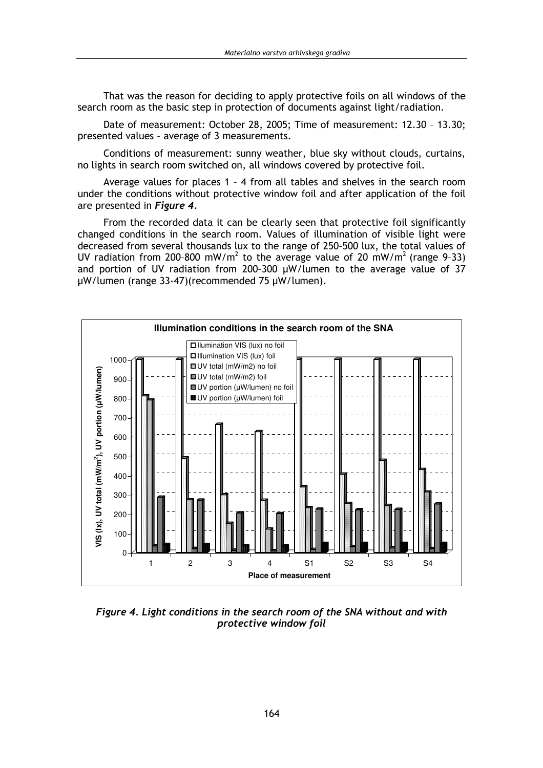That was the reason for deciding to apply protective foils on all windows of the search room as the basic step in protection of documents against light/radiation.

Date of measurement: October 28, 2005; Time of measurement: 12.30 – 13.30; presented values – average of 3 measurements.

Conditions of measurement: sunny weather, blue sky without clouds, curtains, no lights in search room switched on, all windows covered by protective foil.

Average values for places 1 – 4 from all tables and shelves in the search room under the conditions without protective window foil and after application of the foil are presented in ***Figure 4***.

From the recorded data it can be clearly seen that protective foil significantly changed conditions in the search room. Values of illumination of visible light were decreased from several thousands lux to the range of 250–500 lux, the total values of UV radiation from 200–800 mW/m$^2$ to the average value of 20 mW/m$^2$ (range 9–33) and portion of UV radiation from 200–300 μW/lumen to the average value of 37 μW/lumen (range 33-47)(recommended 75 μW/lumen).

***Figure 4. Light conditions in the search room of the SNA without and with protective window foil***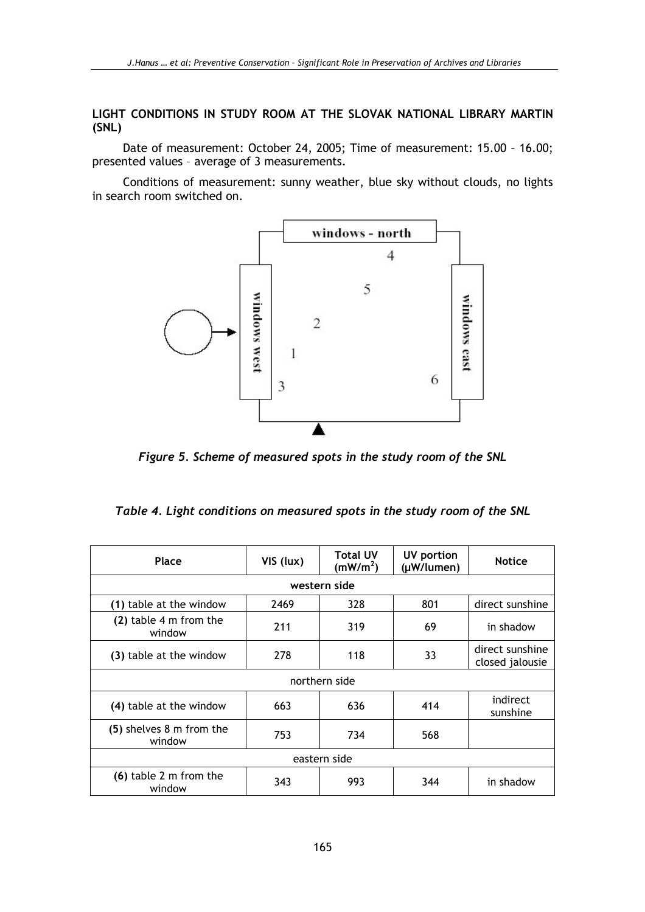**LIGHT CONDITIONS IN STUDY ROOM AT THE SLOVAK NATIONAL LIBRARY MARTIN (SNL)**

Date of measurement: October 24, 2005; Time of measurement: 15.00 – 16.00; presented values – average of 3 measurements.

Conditions of measurement: sunny weather, blue sky without clouds, no lights in search room switched on.

*Figure 5. Scheme of measured spots in the study room of the SNL*

*Table 4. Light conditions on measured spots in the study room of the SNL*

| Place | VIS (lux) | Total UV ($mW/m^2$) | UV portion (μW/lumen) | Notice |
|---|---|---|---|---|
| **western side** | | | | |
| **(1)** table at the window | 2469 | 328 | 801 | direct sunshine |
| **(2)** table 4 m from the window | 211 | 319 | 69 | in shadow |
| **(3)** table at the window | 278 | 118 | 33 | direct sunshine closed jalousie |
| northern side | | | | |
| **(4)** table at the window | 663 | 636 | 414 | indirect sunshine |
| **(5)** shelves 8 m from the window | 753 | 734 | 568 | |
| eastern side | | | | |
| **(6)** table 2 m from the window | 343 | 993 | 344 | in shadow |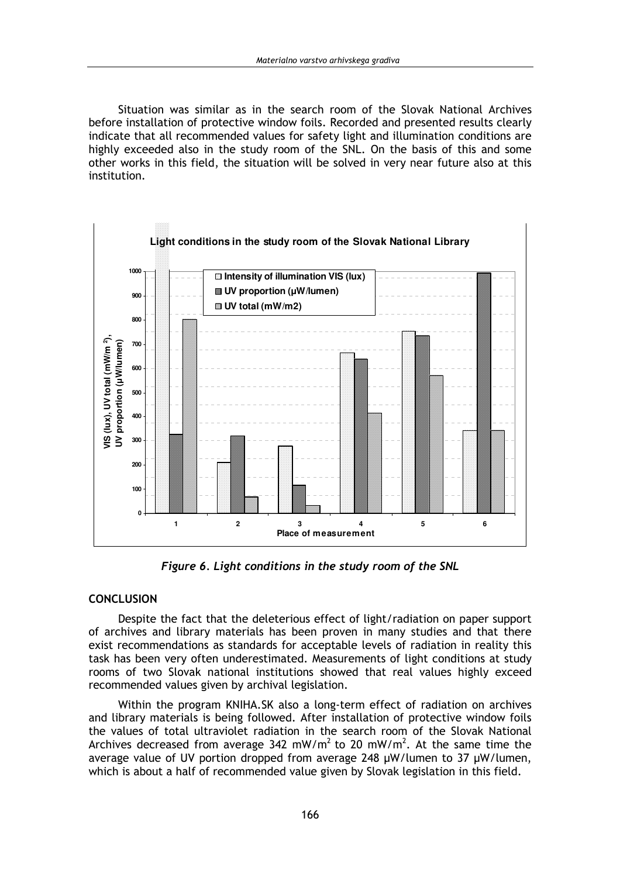Situation was similar as in the search room of the Slovak National Archives before installation of protective window foils. Recorded and presented results clearly indicate that all recommended values for safety light and illumination conditions are highly exceeded also in the study room of the SNL. On the basis of this and some other works in this field, the situation will be solved in very near future also at this institution.

*Figure 6. Light conditions in the study room of the SNL*

## CONCLUSION

Despite the fact that the deleterious effect of light/radiation on paper support of archives and library materials has been proven in many studies and that there exist recommendations as standards for acceptable levels of radiation in reality this task has been very often underestimated. Measurements of light conditions at study rooms of two Slovak national institutions showed that real values highly exceed recommended values given by archival legislation.

Within the program KNIHA.SK also a long-term effect of radiation on archives and library materials is being followed. After installation of protective window foils the values of total ultraviolet radiation in the search room of the Slovak National Archives decreased from average 342 mW/m$^2$ to 20 mW/m$^2$. At the same time the average value of UV portion dropped from average 248 µW/lumen to 37 µW/lumen, which is about a half of recommended value given by Slovak legislation in this field.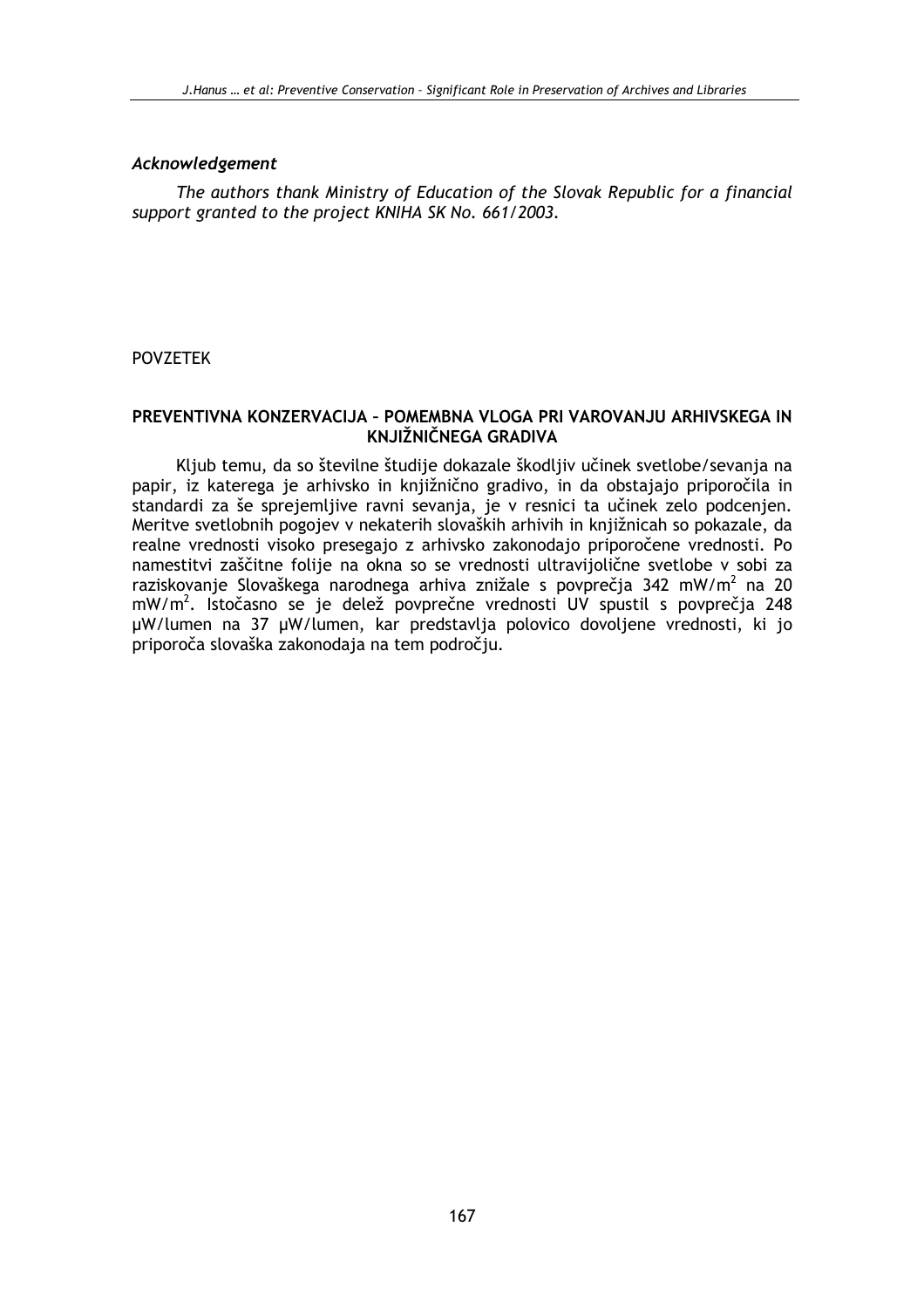### *Acknowledgement*

*The authors thank Ministry of Education of the Slovak Republic for a financial support granted to the project KNIHA SK No. 661/2003.*

POVZETEK

**PREVENTIVNA KONZERVACIJA – POMEMBNA VLOGA PRI VAROVANJU ARHIVSKEGA IN KNJIŽNIČNEGA GRADIVA**

Kljub temu, da so številne študije dokazale škodljiv učinek svetlobe/sevanja na papir, iz katerega je arhivsko in knjižnično gradivo, in da obstajajo priporočila in standardi za še sprejemljive ravni sevanja, je v resnici ta učinek zelo podcenjen. Meritve svetlobnih pogojev v nekaterih slovaških arhivih in knjižnicah so pokazale, da realne vrednosti visoko presegajo z arhivsko zakonodajo priporočene vrednosti. Po namestitvi zaščitne folije na okna so se vrednosti ultravijolične svetlobe v sobi za raziskovanje Slovaškega narodnega arhiva znižale s povprečja 342 $mW/m^2$ na 20 $mW/m^2$. Istočasno se je delež povprečne vrednosti UV spustil s povprečja 248 μW/lumen na 37 μW/lumen, kar predstavlja polovico dovoljene vrednosti, ki jo priporoča slovaška zakonodaja na tem področju.